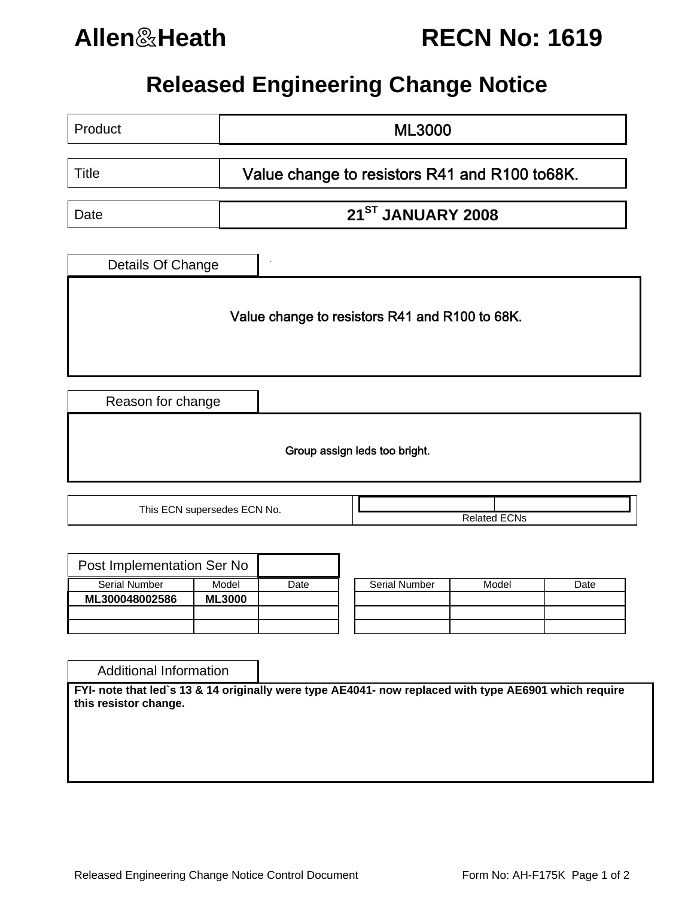# Allen&Heath RECN No: 1619

## Released Engineering Change Notice

| Product | ML3000 |
|---|---|
| Title | Value change to resistors R41 and R100 to68K. |
| Date | 21ST JANUARY 2008 |

### Details Of Change

Value change to resistors R41 and R100 to 68K.

### Reason for change

Group assign leds too bright.

| This ECN supersedes ECN No. | | Related ECNs |
|---|---|---|

### Post Implementation Ser No

| Serial Number | Model | Date |
|---|---|---|
| **ML300048002586** | **ML3000** | |
| | | |
| | | |

| Serial Number | Model | Date |
|---|---|---|
| | | |
| | | |
| | | |

### Additional Information

**FYI- note that led`s 13 & 14 originally were type AE4041- now replaced with type AE6901 which require this resistor change.**

Released Engineering Change Notice Control Document Form No: AH-F175K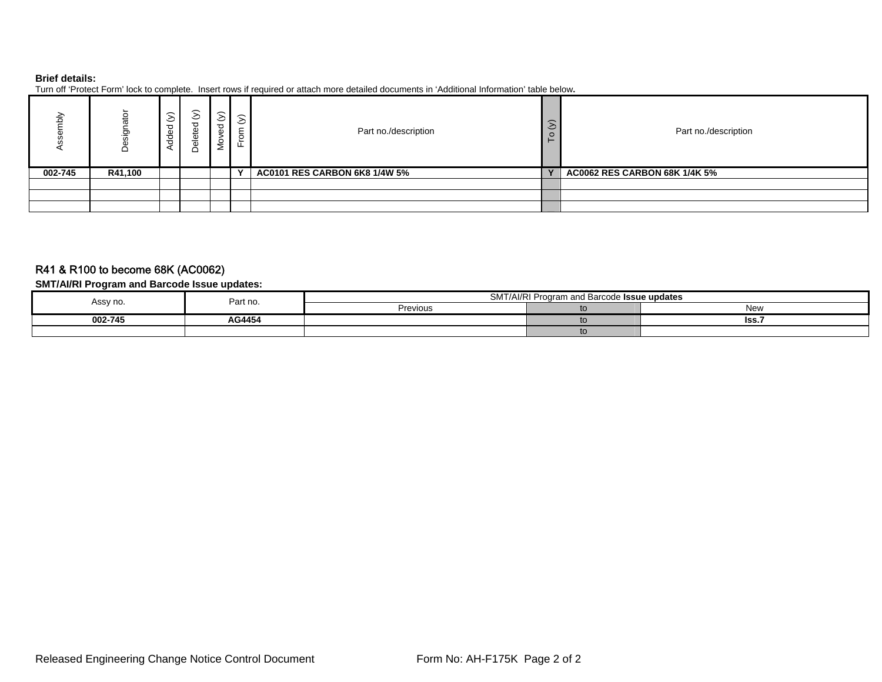**Brief details:**

Turn off 'Protect Form' lock to complete. Insert rows if required or attach more detailed documents in 'Additional Information' table below.

| Assembly | Designator | Added (y) | Deleted (y) | Moved (y) | From (y) | Part no./description | To (y) | Part no./description |
|---|---|---|---|---|---|---|---|---|
| 002-745 | R41,100 | | | | Y | AC0101 RES CARBON 6K8 1/4W 5% | Y | AC0062 RES CARBON 68K 1/4K 5% |
| | | | | | | | | |
| | | | | | | | | |
| | | | | | | | | |

R41 & R100 to become 68K (AC0062)

**SMT/AI/RI Program and Barcode Issue updates:**

| Assy no. | Part no. | SMT/AI/RI Program and Barcode **Issue updates** | | |
|---|---|---|---|---|
| | | Previous | to | New |
| 002-745 | AG4454 | | to | Iss.7 |
| | | | to | |